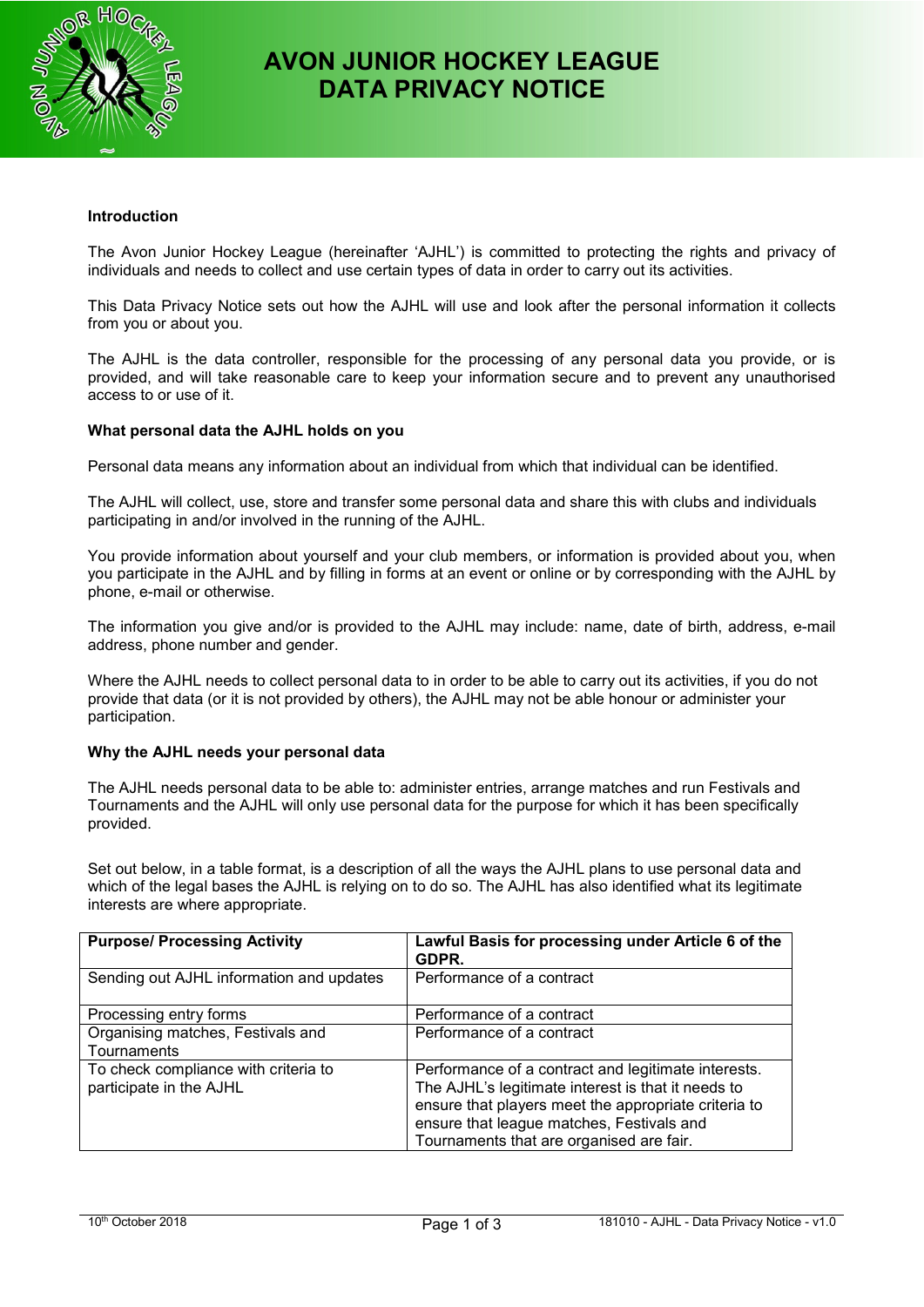# AVON JUNIOR HOCKEY LEAGUE
# DATA PRIVACY NOTICE

**Introduction**

The Avon Junior Hockey League (hereinafter 'AJHL') is committed to protecting the rights and privacy of individuals and needs to collect and use certain types of data in order to carry out its activities.

This Data Privacy Notice sets out how the AJHL will use and look after the personal information it collects from you or about you.

The AJHL is the data controller, responsible for the processing of any personal data you provide, or is provided, and will take reasonable care to keep your information secure and to prevent any unauthorised access to or use of it.

**What personal data the AJHL holds on you**

Personal data means any information about an individual from which that individual can be identified.

The AJHL will collect, use, store and transfer some personal data and share this with clubs and individuals participating in and/or involved in the running of the AJHL.

You provide information about yourself and your club members, or information is provided about you, when you participate in the AJHL and by filling in forms at an event or online or by corresponding with the AJHL by phone, e-mail or otherwise.

The information you give and/or is provided to the AJHL may include: name, date of birth, address, e-mail address, phone number and gender.

Where the AJHL needs to collect personal data to in order to be able to carry out its activities, if you do not provide that data (or it is not provided by others), the AJHL may not be able honour or administer your participation.

**Why the AJHL needs your personal data**

The AJHL needs personal data to be able to: administer entries, arrange matches and run Festivals and Tournaments and the AJHL will only use personal data for the purpose for which it has been specifically provided.

Set out below, in a table format, is a description of all the ways the AJHL plans to use personal data and which of the legal bases the AJHL is relying on to do so. The AJHL has also identified what its legitimate interests are where appropriate.

| Purpose/ Processing Activity | Lawful Basis for processing under Article 6 of the GDPR. |
|---|---|
| Sending out AJHL information and updates | Performance of a contract |
| Processing entry forms | Performance of a contract |
| Organising matches, Festivals and Tournaments | Performance of a contract |
| To check compliance with criteria to participate in the AJHL | Performance of a contract and legitimate interests. The AJHL's legitimate interest is that it needs to ensure that players meet the appropriate criteria to ensure that league matches, Festivals and Tournaments that are organised are fair. |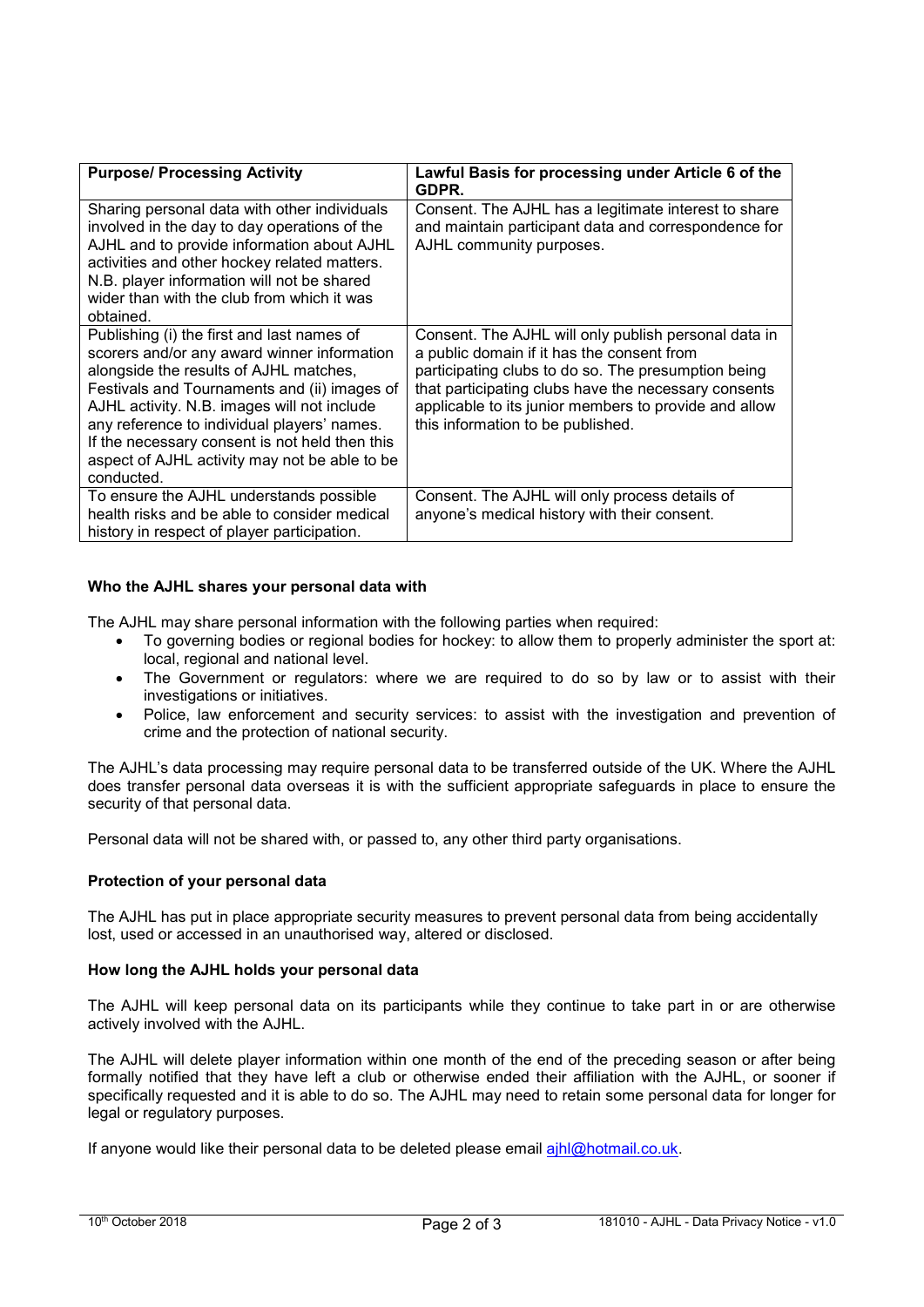| Purpose/ Processing Activity | Lawful Basis for processing under Article 6 of the GDPR. |
| --- | --- |
| Sharing personal data with other individuals involved in the day to day operations of the AJHL and to provide information about AJHL activities and other hockey related matters. N.B. player information will not be shared wider than with the club from which it was obtained. | Consent. The AJHL has a legitimate interest to share and maintain participant data and correspondence for AJHL community purposes. |
| Publishing (i) the first and last names of scorers and/or any award winner information alongside the results of AJHL matches, Festivals and Tournaments and (ii) images of AJHL activity. N.B. images will not include any reference to individual players' names. If the necessary consent is not held then this aspect of AJHL activity may not be able to be conducted. | Consent. The AJHL will only publish personal data in a public domain if it has the consent from participating clubs to do so. The presumption being that participating clubs have the necessary consents applicable to its junior members to provide and allow this information to be published. |
| To ensure the AJHL understands possible health risks and be able to consider medical history in respect of player participation. | Consent. The AJHL will only process details of anyone's medical history with their consent. |

**Who the AJHL shares your personal data with**

The AJHL may share personal information with the following parties when required:

- To governing bodies or regional bodies for hockey: to allow them to properly administer the sport at: local, regional and national level.
- The Government or regulators: where we are required to do so by law or to assist with their investigations or initiatives.
- Police, law enforcement and security services: to assist with the investigation and prevention of crime and the protection of national security.

The AJHL's data processing may require personal data to be transferred outside of the UK. Where the AJHL does transfer personal data overseas it is with the sufficient appropriate safeguards in place to ensure the security of that personal data.

Personal data will not be shared with, or passed to, any other third party organisations.

**Protection of your personal data**

The AJHL has put in place appropriate security measures to prevent personal data from being accidentally lost, used or accessed in an unauthorised way, altered or disclosed.

**How long the AJHL holds your personal data**

The AJHL will keep personal data on its participants while they continue to take part in or are otherwise actively involved with the AJHL.

The AJHL will delete player information within one month of the end of the preceding season or after being formally notified that they have left a club or otherwise ended their affiliation with the AJHL, or sooner if specifically requested and it is able to do so. The AJHL may need to retain some personal data for longer for legal or regulatory purposes.

If anyone would like their personal data to be deleted please email ajhl@hotmail.co.uk.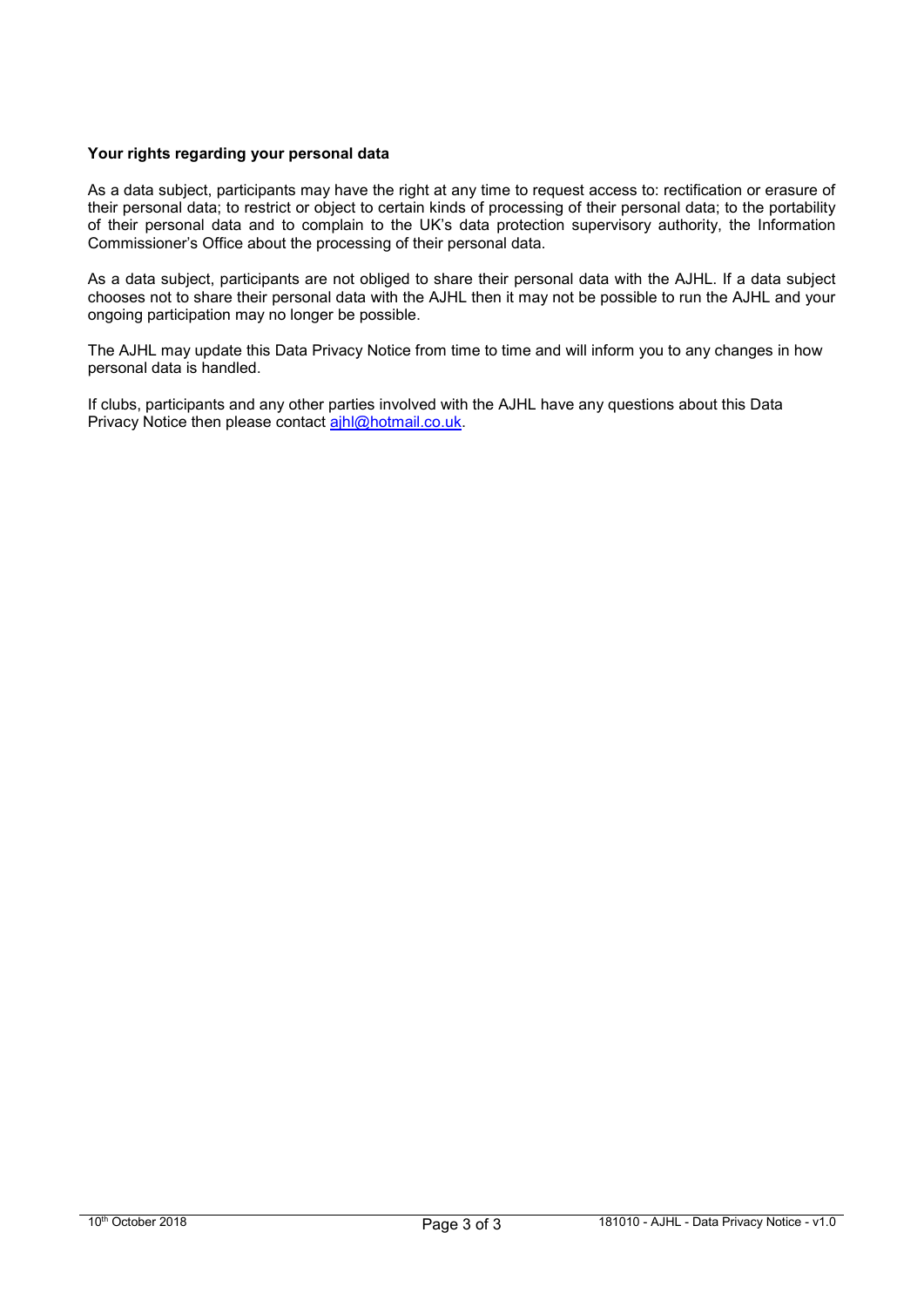**Your rights regarding your personal data**

As a data subject, participants may have the right at any time to request access to: rectification or erasure of their personal data; to restrict or object to certain kinds of processing of their personal data; to the portability of their personal data and to complain to the UK's data protection supervisory authority, the Information Commissioner's Office about the processing of their personal data.

As a data subject, participants are not obliged to share their personal data with the AJHL. If a data subject chooses not to share their personal data with the AJHL then it may not be possible to run the AJHL and your ongoing participation may no longer be possible.

The AJHL may update this Data Privacy Notice from time to time and will inform you to any changes in how personal data is handled.

If clubs, participants and any other parties involved with the AJHL have any questions about this Data Privacy Notice then please contact ajhl@hotmail.co.uk.